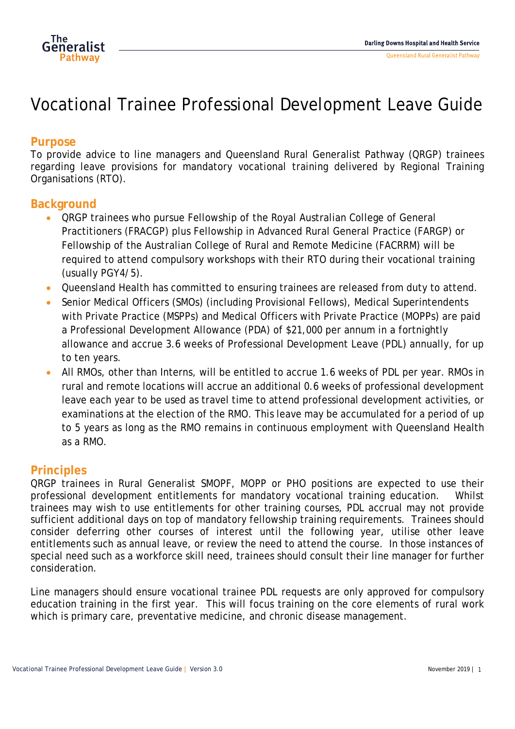# Vocational Trainee Professional Development Leave Guide

## Purpose

To provide advice to line managers and Queensland Rural Generalist Pathway (QRGP) trainees regarding leave provisions for mandatory vocational training delivered by Regional Training Organisations (RTO).

## Background

- QRGP trainees who pursue Fellowship of the Royal Australian College of General Practitioners (FRACGP) plus Fellowship in Advanced Rural General Practice (FARGP) or Fellowship of the Australian College of Rural and Remote Medicine (FACRRM) will be required to attend compulsory workshops with their RTO during their vocational training (usually PGY4/5).
- Queensland Health has committed to ensuring trainees are released from duty to attend.
- Senior Medical Officers (SMOs) (including Provisional Fellows), Medical Superintendents with Private Practice (MSPPs) and Medical Officers with Private Practice (MOPPs) are paid a Professional Development Allowance (PDA) of $21,000 per annum in a fortnightly allowance and accrue 3.6 weeks of Professional Development Leave (PDL) annually, for up to ten years.
- All RMOs, other than Interns, will be entitled to accrue 1.6 weeks of PDL per year. RMOs in rural and remote locations will accrue an additional 0.6 weeks of professional development leave each year to be used as travel time to attend professional development activities, or examinations at the election of the RMO. This leave may be accumulated for a period of up to 5 years as long as the RMO remains in continuous employment with Queensland Health as a RMO.

## Principles

QRGP trainees in Rural Generalist SMOPF, MOPP or PHO positions are expected to use their professional development entitlements for mandatory vocational training education. Whilst trainees may wish to use entitlements for other training courses, PDL accrual may not provide sufficient additional days on top of mandatory fellowship training requirements. Trainees should consider deferring other courses of interest until the following year, utilise other leave entitlements such as annual leave, or review the need to attend the course. In those instances of special need such as a workforce skill need, trainees should consult their line manager for further consideration.

Line managers should ensure vocational trainee PDL requests are only approved for compulsory education training in the first year. This will focus training on the core elements of rural work which is primary care, preventative medicine, and chronic disease management.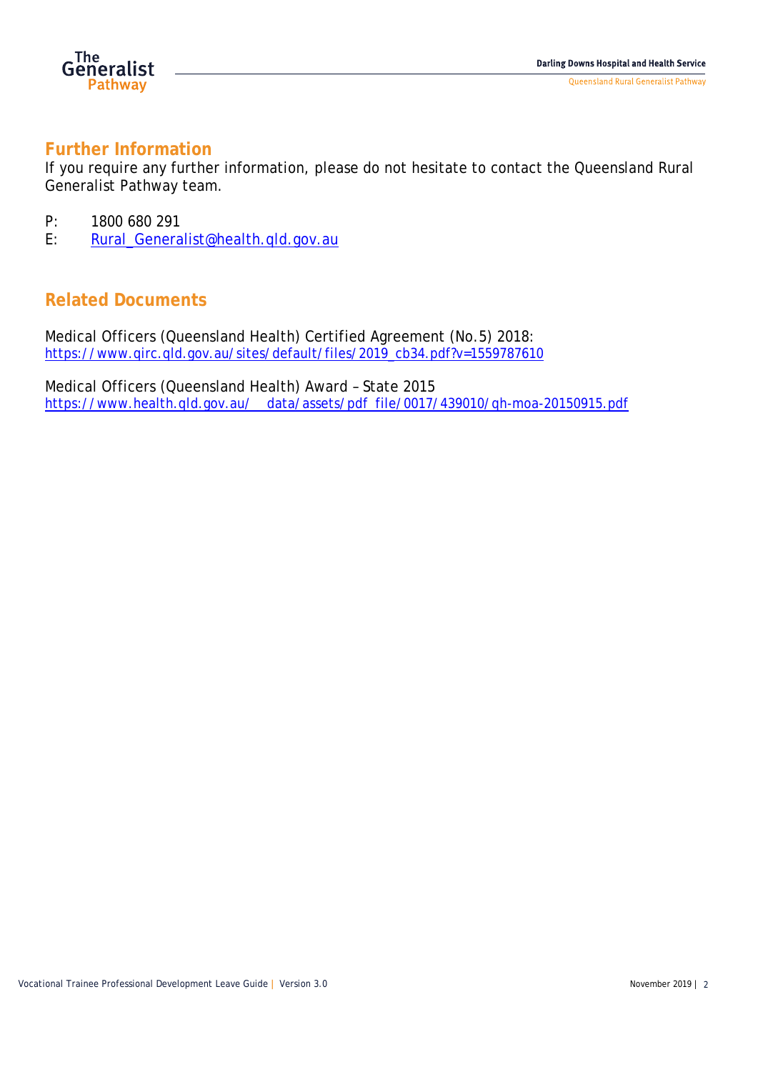## Further Information

If you require any further information, please do not hesitate to contact the Queensland Rural Generalist Pathway team.

P: 1800 680 291
E: Rural_Generalist@health.qld.gov.au

## Related Documents

Medical Officers (Queensland Health) Certified Agreement (No.5) 2018:
https://www.qirc.qld.gov.au/sites/default/files/2019_cb34.pdf?v=1559787610

Medical Officers (Queensland Health) Award – State 2015
https://www.health.qld.gov.au/__data/assets/pdf_file/0017/439010/qh-moa-20150915.pdf